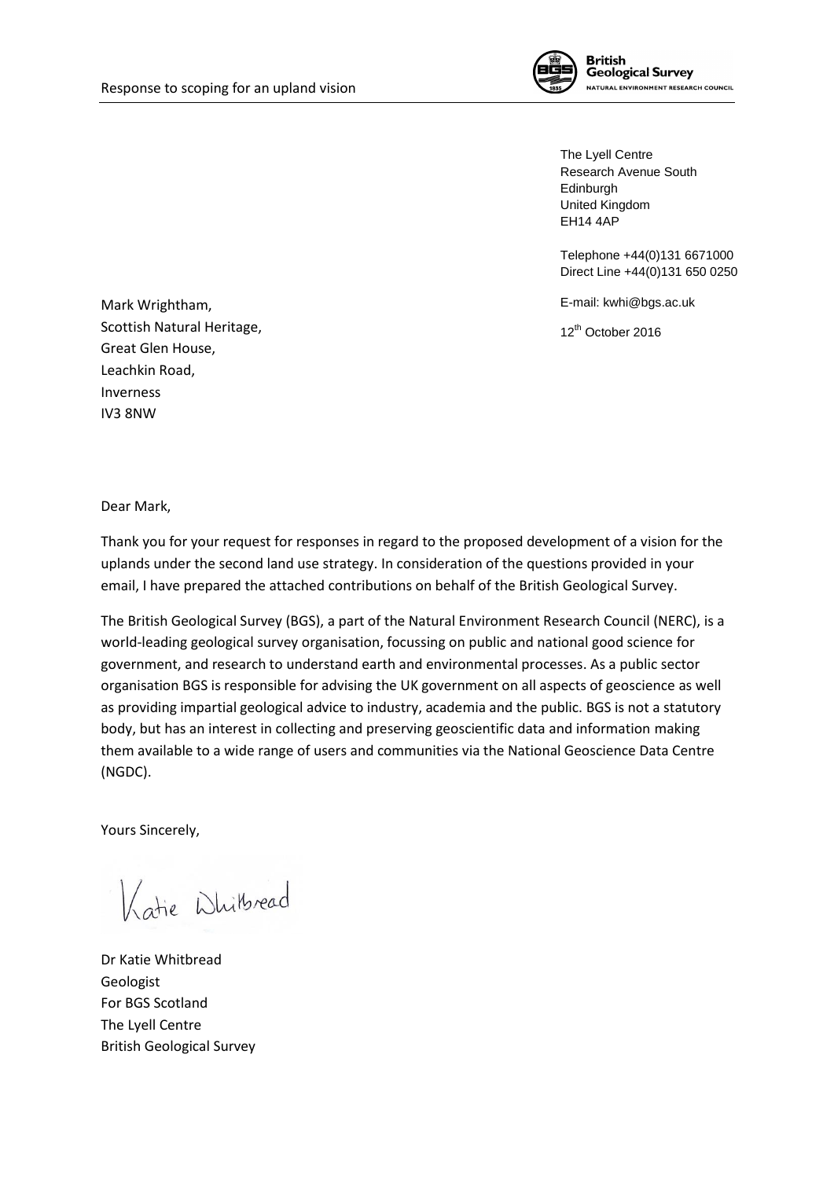The Lyell Centre
Research Avenue South
Edinburgh
United Kingdom
EH14 4AP

Telephone +44(0)131 6671000
Direct Line +44(0)131 650 0250

E-mail: kwhi@bgs.ac.uk

12th October 2016

Mark Wrightham,
Scottish Natural Heritage,
Great Glen House,
Leachkin Road,
Inverness
IV3 8NW

Dear Mark,

Thank you for your request for responses in regard to the proposed development of a vision for the uplands under the second land use strategy. In consideration of the questions provided in your email, I have prepared the attached contributions on behalf of the British Geological Survey.

The British Geological Survey (BGS), a part of the Natural Environment Research Council (NERC), is a world-leading geological survey organisation, focussing on public and national good science for government, and research to understand earth and environmental processes. As a public sector organisation BGS is responsible for advising the UK government on all aspects of geoscience as well as providing impartial geological advice to industry, academia and the public. BGS is not a statutory body, but has an interest in collecting and preserving geoscientific data and information making them available to a wide range of users and communities via the National Geoscience Data Centre (NGDC).

Yours Sincerely,

Katie Whitbread

Dr Katie Whitbread
Geologist
For BGS Scotland
The Lyell Centre
British Geological Survey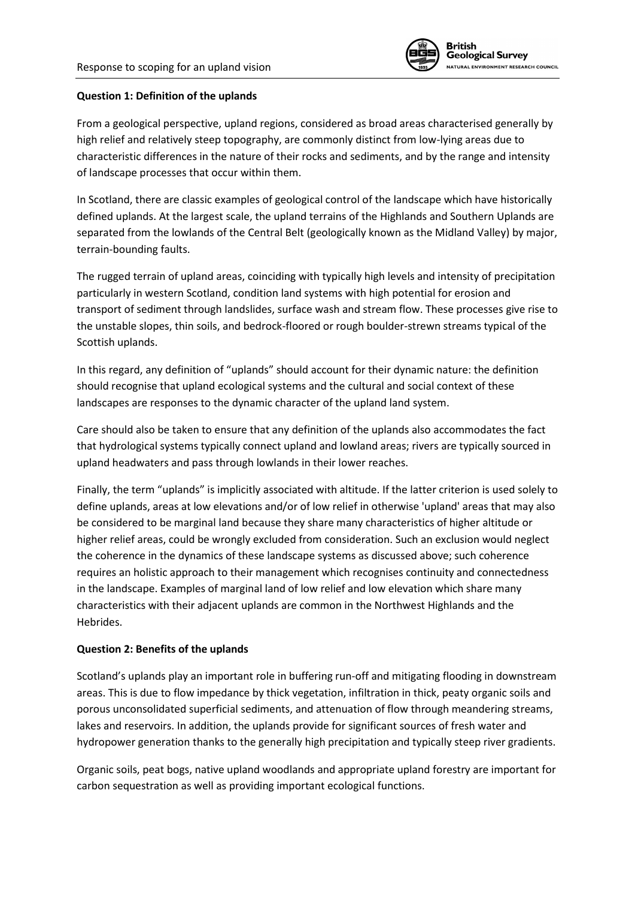**Question 1: Definition of the uplands**

From a geological perspective, upland regions, considered as broad areas characterised generally by high relief and relatively steep topography, are commonly distinct from low-lying areas due to characteristic differences in the nature of their rocks and sediments, and by the range and intensity of landscape processes that occur within them.

In Scotland, there are classic examples of geological control of the landscape which have historically defined uplands. At the largest scale, the upland terrains of the Highlands and Southern Uplands are separated from the lowlands of the Central Belt (geologically known as the Midland Valley) by major, terrain-bounding faults.

The rugged terrain of upland areas, coinciding with typically high levels and intensity of precipitation particularly in western Scotland, condition land systems with high potential for erosion and transport of sediment through landslides, surface wash and stream flow. These processes give rise to the unstable slopes, thin soils, and bedrock-floored or rough boulder-strewn streams typical of the Scottish uplands.

In this regard, any definition of "uplands" should account for their dynamic nature: the definition should recognise that upland ecological systems and the cultural and social context of these landscapes are responses to the dynamic character of the upland land system.

Care should also be taken to ensure that any definition of the uplands also accommodates the fact that hydrological systems typically connect upland and lowland areas; rivers are typically sourced in upland headwaters and pass through lowlands in their lower reaches.

Finally, the term "uplands" is implicitly associated with altitude. If the latter criterion is used solely to define uplands, areas at low elevations and/or of low relief in otherwise 'upland' areas that may also be considered to be marginal land because they share many characteristics of higher altitude or higher relief areas, could be wrongly excluded from consideration. Such an exclusion would neglect the coherence in the dynamics of these landscape systems as discussed above; such coherence requires an holistic approach to their management which recognises continuity and connectedness in the landscape. Examples of marginal land of low relief and low elevation which share many characteristics with their adjacent uplands are common in the Northwest Highlands and the Hebrides.

**Question 2: Benefits of the uplands**

Scotland's uplands play an important role in buffering run-off and mitigating flooding in downstream areas. This is due to flow impedance by thick vegetation, infiltration in thick, peaty organic soils and porous unconsolidated superficial sediments, and attenuation of flow through meandering streams, lakes and reservoirs. In addition, the uplands provide for significant sources of fresh water and hydropower generation thanks to the generally high precipitation and typically steep river gradients.

Organic soils, peat bogs, native upland woodlands and appropriate upland forestry are important for carbon sequestration as well as providing important ecological functions.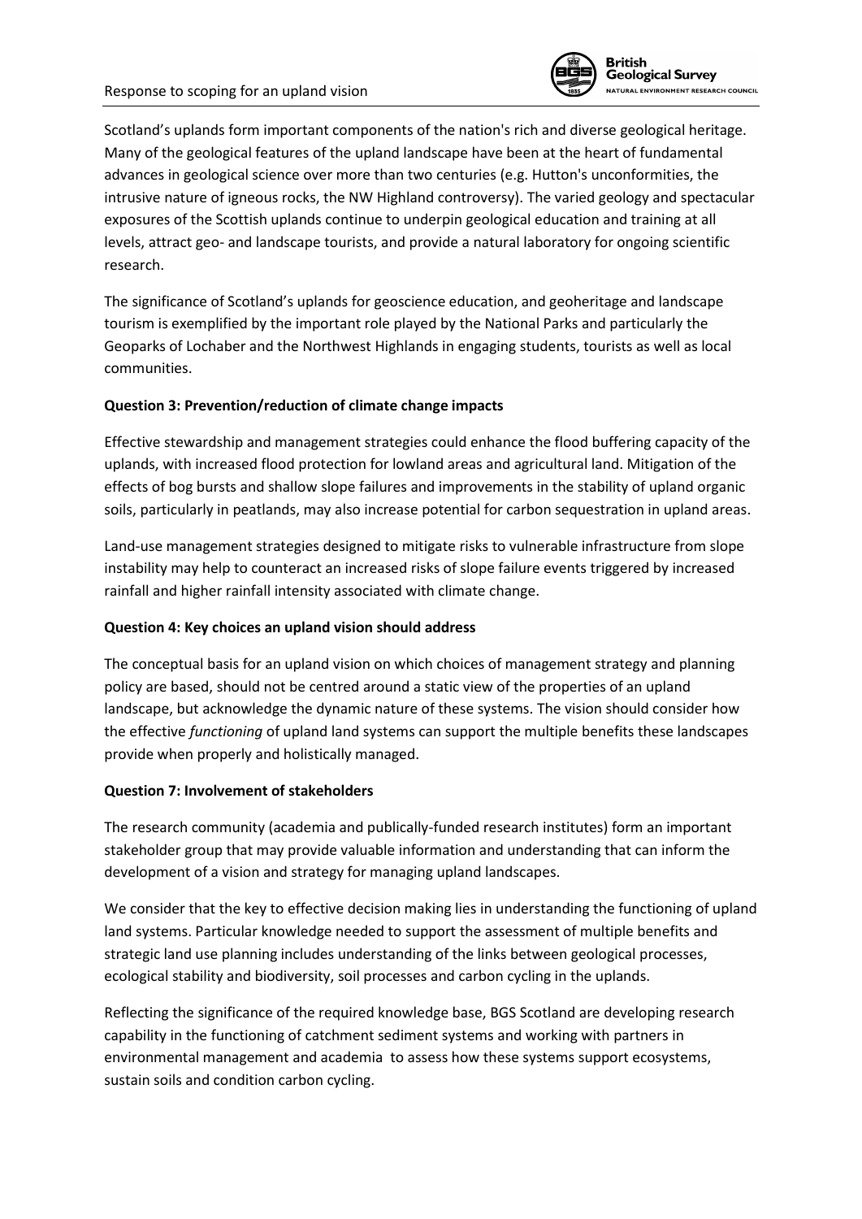Scotland's uplands form important components of the nation's rich and diverse geological heritage. Many of the geological features of the upland landscape have been at the heart of fundamental advances in geological science over more than two centuries (e.g. Hutton's unconformities, the intrusive nature of igneous rocks, the NW Highland controversy). The varied geology and spectacular exposures of the Scottish uplands continue to underpin geological education and training at all levels, attract geo- and landscape tourists, and provide a natural laboratory for ongoing scientific research.

The significance of Scotland's uplands for geoscience education, and geoheritage and landscape tourism is exemplified by the important role played by the National Parks and particularly the Geoparks of Lochaber and the Northwest Highlands in engaging students, tourists as well as local communities.

**Question 3: Prevention/reduction of climate change impacts**

Effective stewardship and management strategies could enhance the flood buffering capacity of the uplands, with increased flood protection for lowland areas and agricultural land. Mitigation of the effects of bog bursts and shallow slope failures and improvements in the stability of upland organic soils, particularly in peatlands, may also increase potential for carbon sequestration in upland areas.

Land-use management strategies designed to mitigate risks to vulnerable infrastructure from slope instability may help to counteract an increased risks of slope failure events triggered by increased rainfall and higher rainfall intensity associated with climate change.

**Question 4: Key choices an upland vision should address**

The conceptual basis for an upland vision on which choices of management strategy and planning policy are based, should not be centred around a static view of the properties of an upland landscape, but acknowledge the dynamic nature of these systems. The vision should consider how the effective *functioning* of upland land systems can support the multiple benefits these landscapes provide when properly and holistically managed.

**Question 7: Involvement of stakeholders**

The research community (academia and publically-funded research institutes) form an important stakeholder group that may provide valuable information and understanding that can inform the development of a vision and strategy for managing upland landscapes.

We consider that the key to effective decision making lies in understanding the functioning of upland land systems. Particular knowledge needed to support the assessment of multiple benefits and strategic land use planning includes understanding of the links between geological processes, ecological stability and biodiversity, soil processes and carbon cycling in the uplands.

Reflecting the significance of the required knowledge base, BGS Scotland are developing research capability in the functioning of catchment sediment systems and working with partners in environmental management and academia to assess how these systems support ecosystems, sustain soils and condition carbon cycling.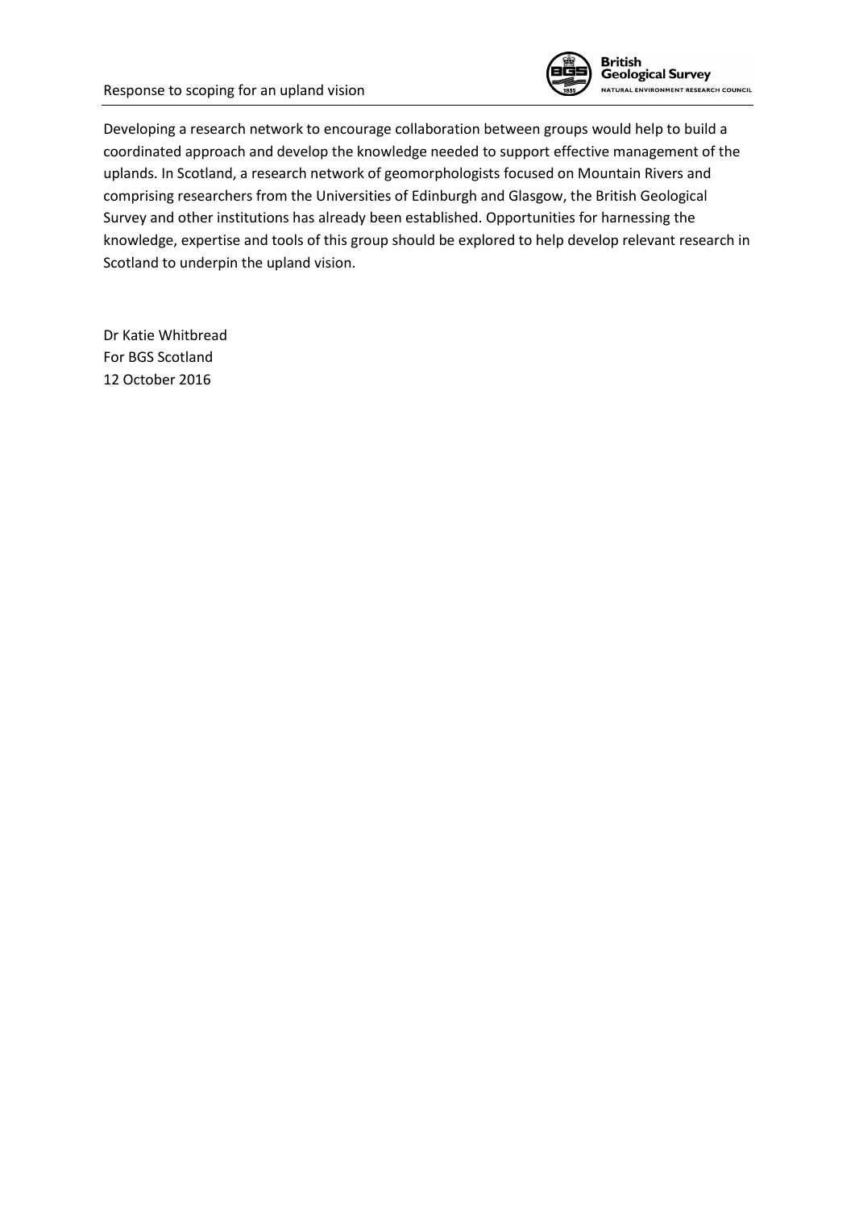Developing a research network to encourage collaboration between groups would help to build a coordinated approach and develop the knowledge needed to support effective management of the uplands. In Scotland, a research network of geomorphologists focused on Mountain Rivers and comprising researchers from the Universities of Edinburgh and Glasgow, the British Geological Survey and other institutions has already been established. Opportunities for harnessing the knowledge, expertise and tools of this group should be explored to help develop relevant research in Scotland to underpin the upland vision.

Dr Katie Whitbread
For BGS Scotland
12 October 2016